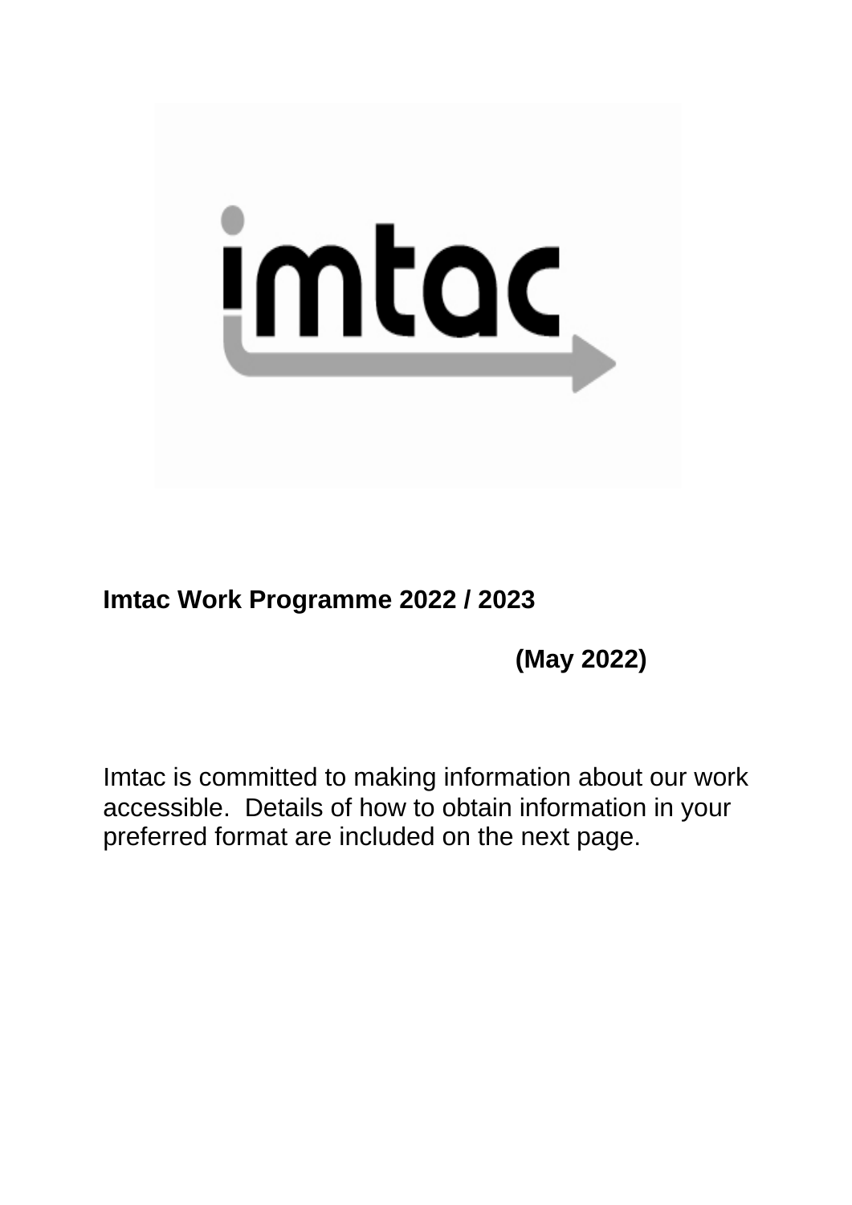imtac

# Imtac Work Programme 2022 / 2023

**(May 2022)**

Imtac is committed to making information about our work accessible. Details of how to obtain information in your preferred format are included on the next page.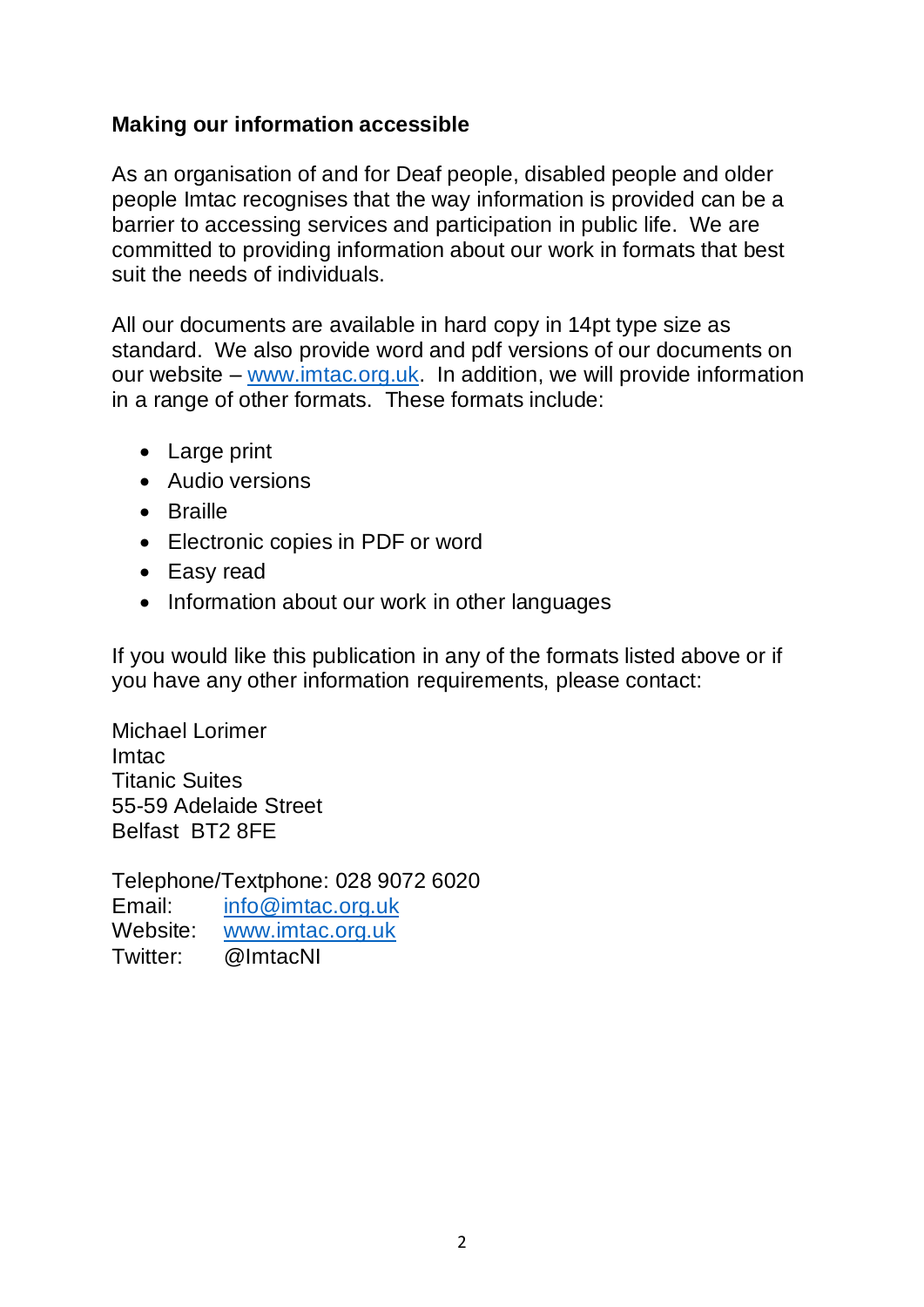**Making our information accessible**

As an organisation of and for Deaf people, disabled people and older people Imtac recognises that the way information is provided can be a barrier to accessing services and participation in public life. We are committed to providing information about our work in formats that best suit the needs of individuals.

All our documents are available in hard copy in 14pt type size as standard. We also provide word and pdf versions of our documents on our website – www.imtac.org.uk. In addition, we will provide information in a range of other formats. These formats include:

- Large print
- Audio versions
- Braille
- Electronic copies in PDF or word
- Easy read
- Information about our work in other languages

If you would like this publication in any of the formats listed above or if you have any other information requirements, please contact:

Michael Lorimer
Imtac
Titanic Suites
55-59 Adelaide Street
Belfast BT2 8FE

Telephone/Textphone: 028 9072 6020
Email: info@imtac.org.uk
Website: www.imtac.org.uk
Twitter: @ImtacNI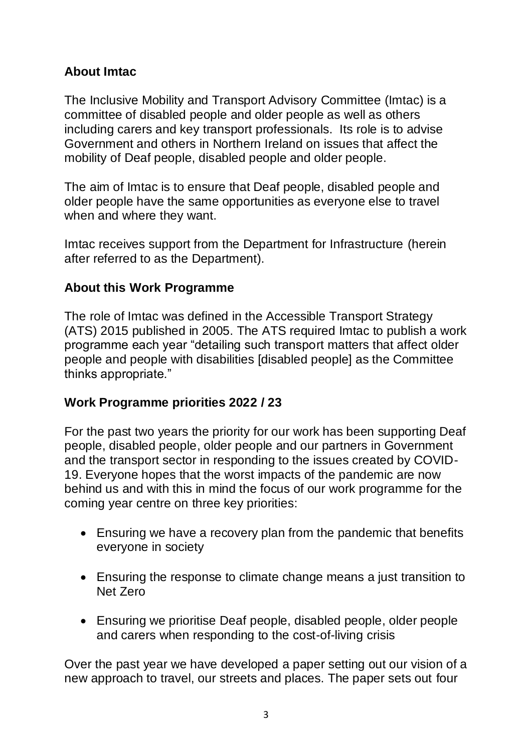## About Imtac

The Inclusive Mobility and Transport Advisory Committee (Imtac) is a committee of disabled people and older people as well as others including carers and key transport professionals. Its role is to advise Government and others in Northern Ireland on issues that affect the mobility of Deaf people, disabled people and older people.

The aim of Imtac is to ensure that Deaf people, disabled people and older people have the same opportunities as everyone else to travel when and where they want.

Imtac receives support from the Department for Infrastructure (herein after referred to as the Department).

## About this Work Programme

The role of Imtac was defined in the Accessible Transport Strategy (ATS) 2015 published in 2005. The ATS required Imtac to publish a work programme each year "detailing such transport matters that affect older people and people with disabilities [disabled people] as the Committee thinks appropriate."

## Work Programme priorities 2022 / 23

For the past two years the priority for our work has been supporting Deaf people, disabled people, older people and our partners in Government and the transport sector in responding to the issues created by COVID-19. Everyone hopes that the worst impacts of the pandemic are now behind us and with this in mind the focus of our work programme for the coming year centre on three key priorities:

- Ensuring we have a recovery plan from the pandemic that benefits everyone in society
- Ensuring the response to climate change means a just transition to Net Zero
- Ensuring we prioritise Deaf people, disabled people, older people and carers when responding to the cost-of-living crisis

Over the past year we have developed a paper setting out our vision of a new approach to travel, our streets and places. The paper sets out four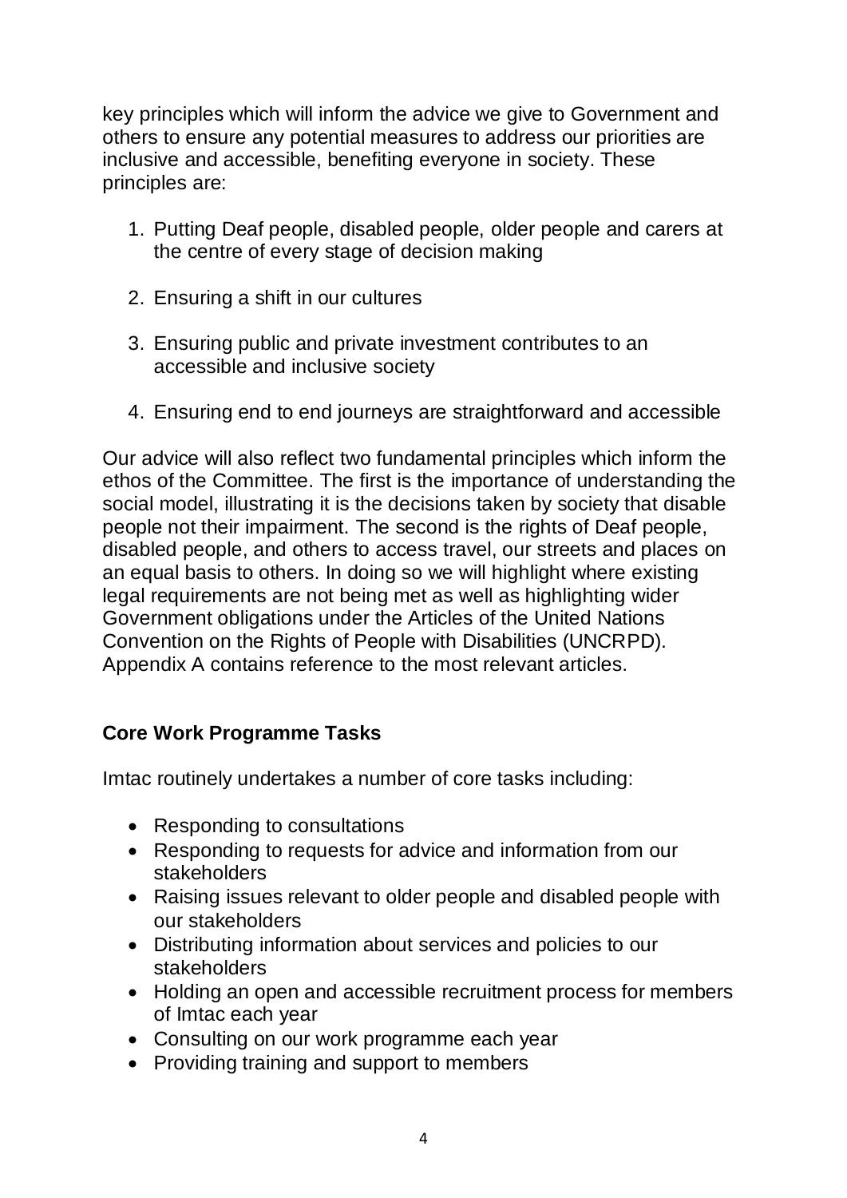key principles which will inform the advice we give to Government and others to ensure any potential measures to address our priorities are inclusive and accessible, benefiting everyone in society. These principles are:

1. Putting Deaf people, disabled people, older people and carers at the centre of every stage of decision making
2. Ensuring a shift in our cultures
3. Ensuring public and private investment contributes to an accessible and inclusive society
4. Ensuring end to end journeys are straightforward and accessible

Our advice will also reflect two fundamental principles which inform the ethos of the Committee. The first is the importance of understanding the social model, illustrating it is the decisions taken by society that disable people not their impairment. The second is the rights of Deaf people, disabled people, and others to access travel, our streets and places on an equal basis to others. In doing so we will highlight where existing legal requirements are not being met as well as highlighting wider Government obligations under the Articles of the United Nations Convention on the Rights of People with Disabilities (UNCRPD). Appendix A contains reference to the most relevant articles.

## Core Work Programme Tasks

Imtac routinely undertakes a number of core tasks including:

- Responding to consultations
- Responding to requests for advice and information from our stakeholders
- Raising issues relevant to older people and disabled people with our stakeholders
- Distributing information about services and policies to our stakeholders
- Holding an open and accessible recruitment process for members of Imtac each year
- Consulting on our work programme each year
- Providing training and support to members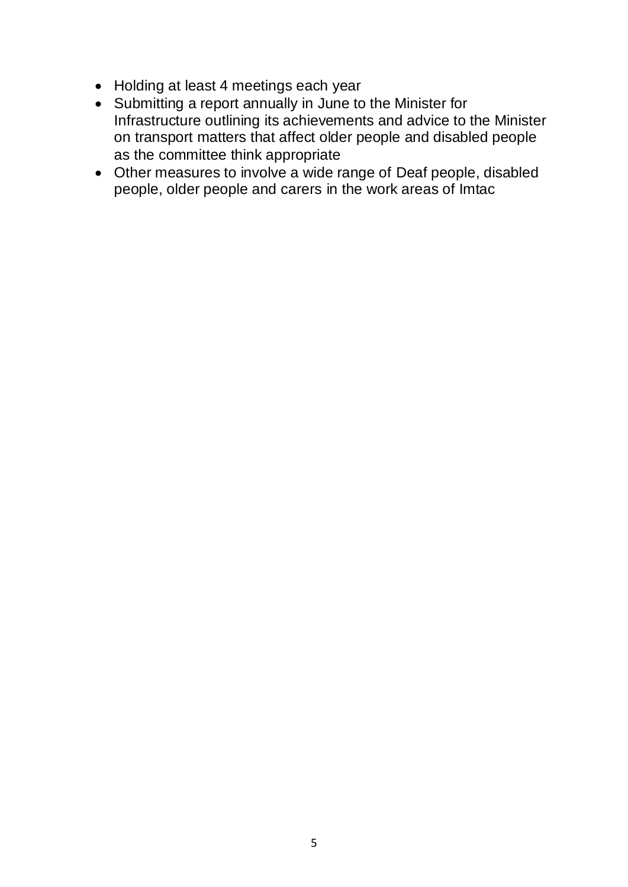- Holding at least 4 meetings each year
- Submitting a report annually in June to the Minister for Infrastructure outlining its achievements and advice to the Minister on transport matters that affect older people and disabled people as the committee think appropriate
- Other measures to involve a wide range of Deaf people, disabled people, older people and carers in the work areas of Imtac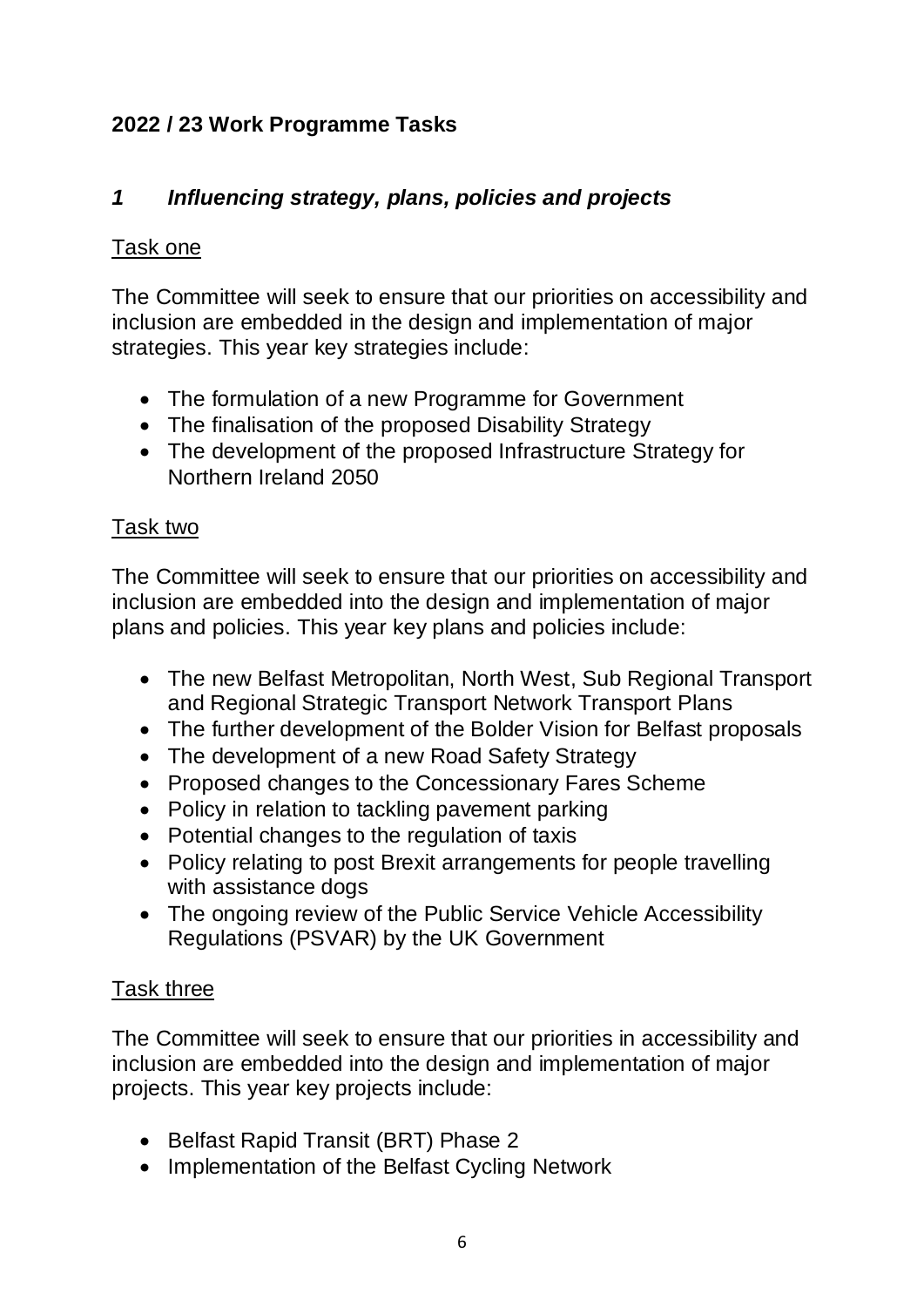## 2022 / 23 Work Programme Tasks

### *1 Influencing strategy, plans, policies and projects*

Task one

The Committee will seek to ensure that our priorities on accessibility and inclusion are embedded in the design and implementation of major strategies. This year key strategies include:

- The formulation of a new Programme for Government
- The finalisation of the proposed Disability Strategy
- The development of the proposed Infrastructure Strategy for Northern Ireland 2050

Task two

The Committee will seek to ensure that our priorities on accessibility and inclusion are embedded into the design and implementation of major plans and policies. This year key plans and policies include:

- The new Belfast Metropolitan, North West, Sub Regional Transport and Regional Strategic Transport Network Transport Plans
- The further development of the Bolder Vision for Belfast proposals
- The development of a new Road Safety Strategy
- Proposed changes to the Concessionary Fares Scheme
- Policy in relation to tackling pavement parking
- Potential changes to the regulation of taxis
- Policy relating to post Brexit arrangements for people travelling with assistance dogs
- The ongoing review of the Public Service Vehicle Accessibility Regulations (PSVAR) by the UK Government

Task three

The Committee will seek to ensure that our priorities in accessibility and inclusion are embedded into the design and implementation of major projects. This year key projects include:

- Belfast Rapid Transit (BRT) Phase 2
- Implementation of the Belfast Cycling Network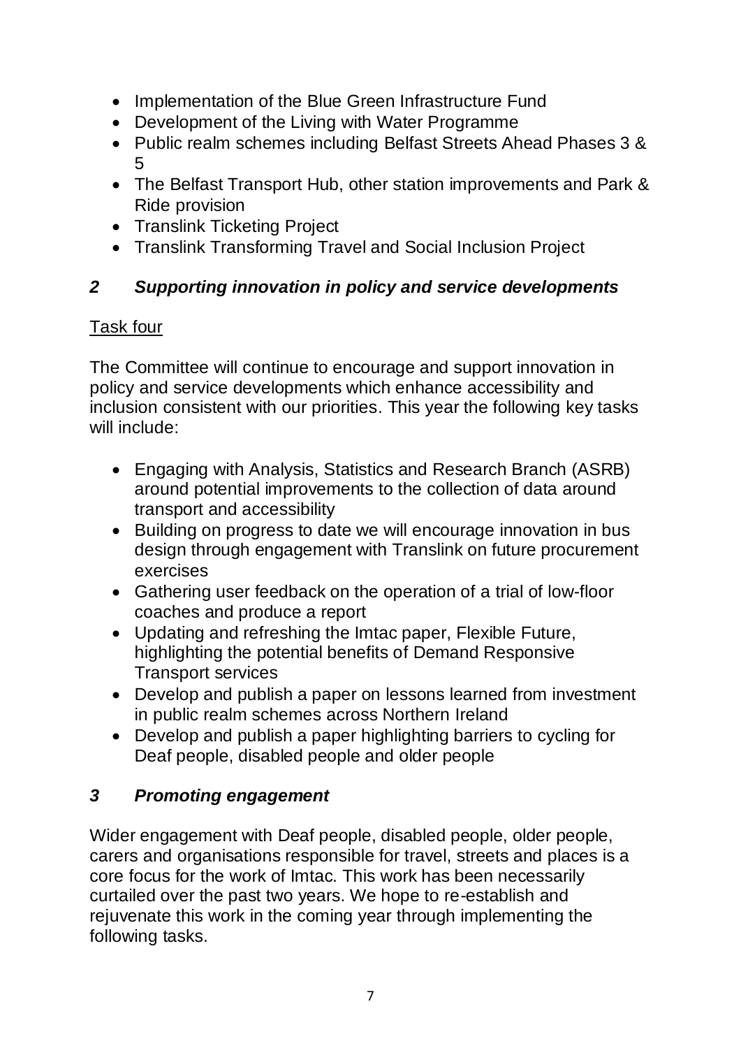- Implementation of the Blue Green Infrastructure Fund
- Development of the Living with Water Programme
- Public realm schemes including Belfast Streets Ahead Phases 3 & 5
- The Belfast Transport Hub, other station improvements and Park & Ride provision
- Translink Ticketing Project
- Translink Transforming Travel and Social Inclusion Project

## *2 Supporting innovation in policy and service developments*

<u>Task four</u>

The Committee will continue to encourage and support innovation in policy and service developments which enhance accessibility and inclusion consistent with our priorities. This year the following key tasks will include:

- Engaging with Analysis, Statistics and Research Branch (ASRB) around potential improvements to the collection of data around transport and accessibility
- Building on progress to date we will encourage innovation in bus design through engagement with Translink on future procurement exercises
- Gathering user feedback on the operation of a trial of low-floor coaches and produce a report
- Updating and refreshing the Imtac paper, Flexible Future, highlighting the potential benefits of Demand Responsive Transport services
- Develop and publish a paper on lessons learned from investment in public realm schemes across Northern Ireland
- Develop and publish a paper highlighting barriers to cycling for Deaf people, disabled people and older people

## *3 Promoting engagement*

Wider engagement with Deaf people, disabled people, older people, carers and organisations responsible for travel, streets and places is a core focus for the work of Imtac. This work has been necessarily curtailed over the past two years. We hope to re-establish and rejuvenate this work in the coming year through implementing the following tasks.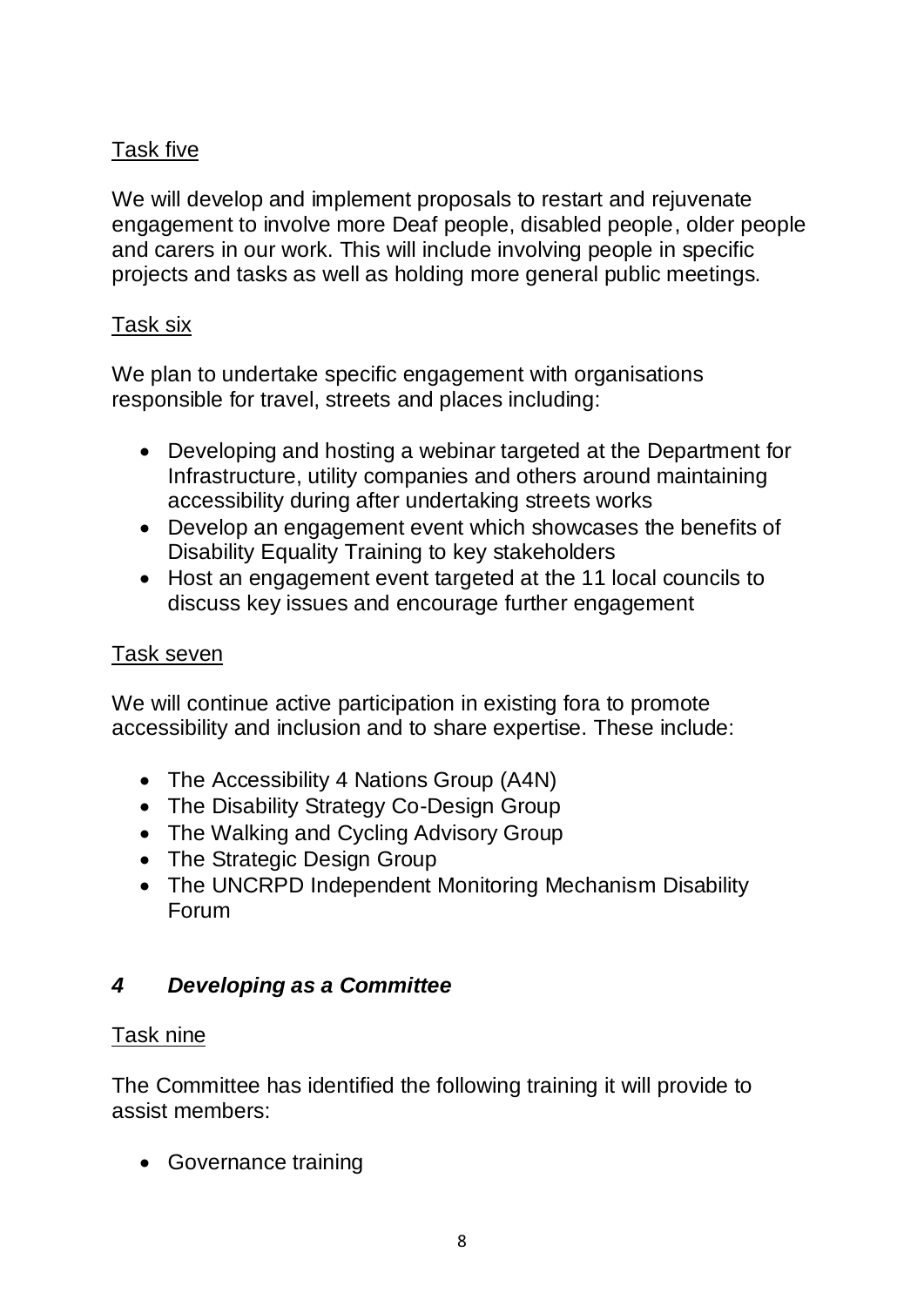Task five

We will develop and implement proposals to restart and rejuvenate engagement to involve more Deaf people, disabled people, older people and carers in our work. This will include involving people in specific projects and tasks as well as holding more general public meetings.

Task six

We plan to undertake specific engagement with organisations responsible for travel, streets and places including:

- Developing and hosting a webinar targeted at the Department for Infrastructure, utility companies and others around maintaining accessibility during after undertaking streets works
- Develop an engagement event which showcases the benefits of Disability Equality Training to key stakeholders
- Host an engagement event targeted at the 11 local councils to discuss key issues and encourage further engagement

Task seven

We will continue active participation in existing fora to promote accessibility and inclusion and to share expertise. These include:

- The Accessibility 4 Nations Group (A4N)
- The Disability Strategy Co-Design Group
- The Walking and Cycling Advisory Group
- The Strategic Design Group
- The UNCRPD Independent Monitoring Mechanism Disability Forum

## *4 Developing as a Committee*

Task nine

The Committee has identified the following training it will provide to assist members:

- Governance training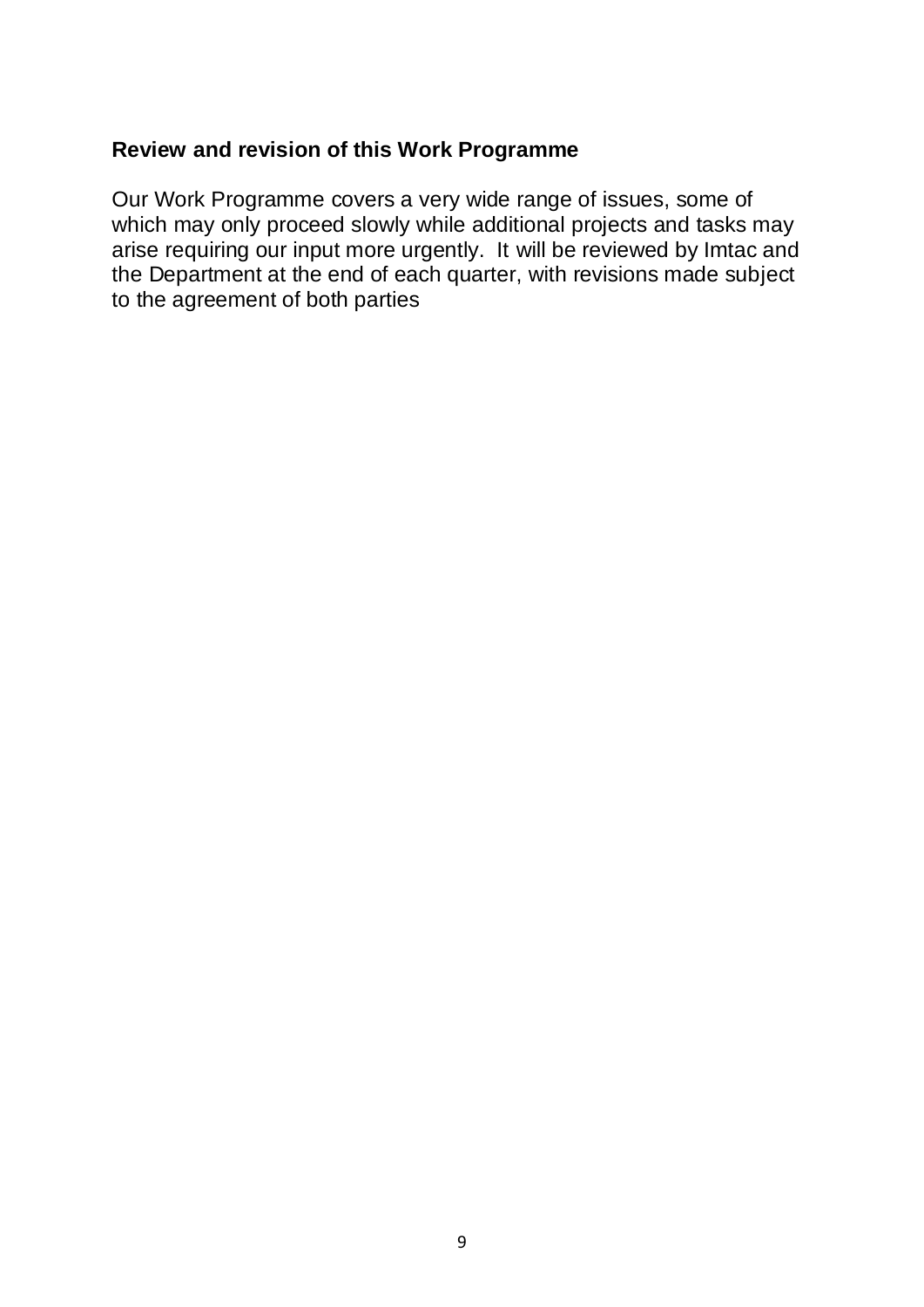### Review and revision of this Work Programme

Our Work Programme covers a very wide range of issues, some of which may only proceed slowly while additional projects and tasks may arise requiring our input more urgently. It will be reviewed by Imtac and the Department at the end of each quarter, with revisions made subject to the agreement of both parties